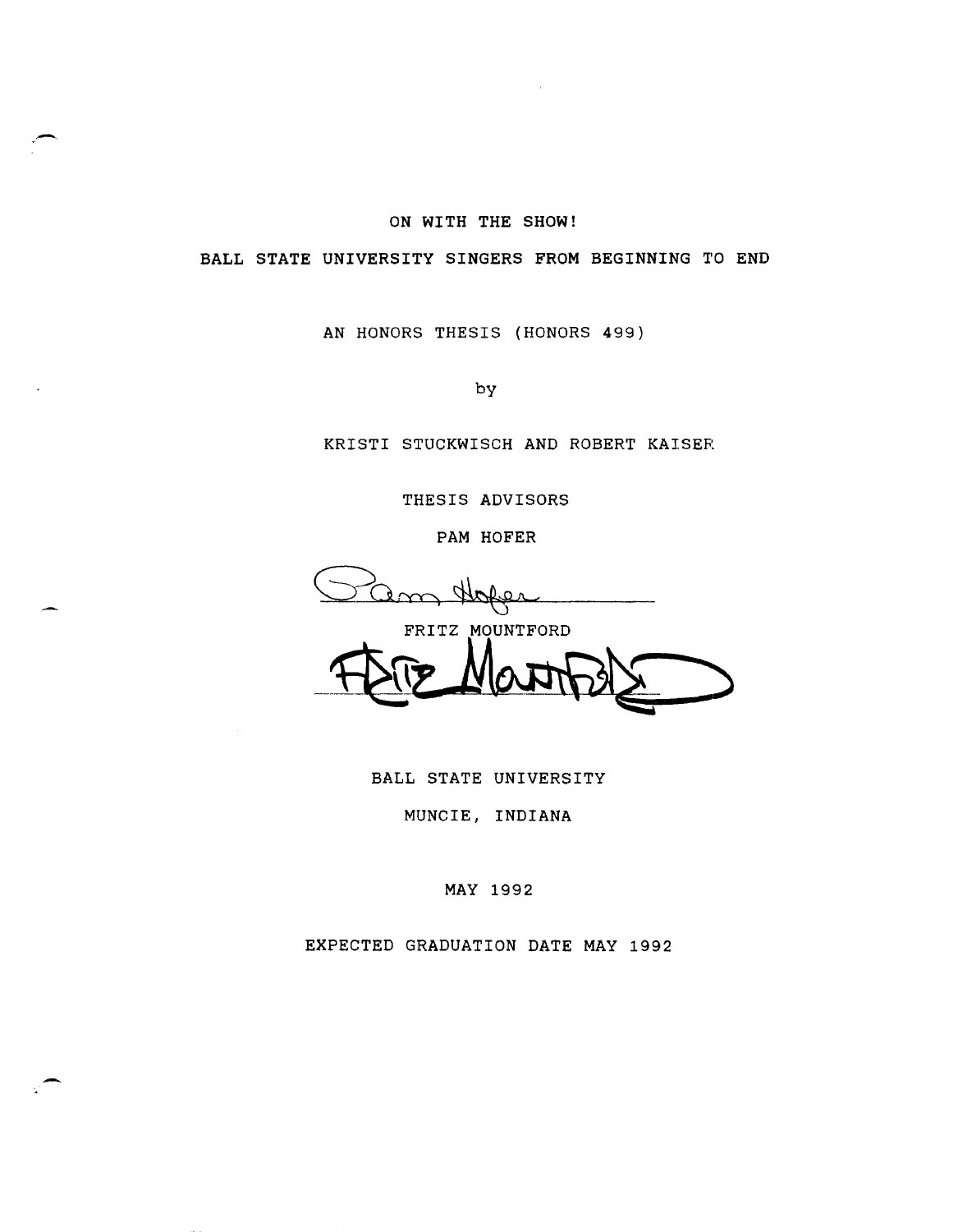# ON WITH THE SHOW!

## BALL STATE UNIVERSITY SINGERS FROM BEGINNING TO END

AN HONORS THESIS (HONORS 499)

by

KRISTI STUCKWISCH AND ROBERT KAISER

THESIS ADVISORS

PAM HOFER

FRITZ MOUNTFORD

BALL STATE UNIVERSITY

MUNCIE, INDIANA

MAY 1992

EXPECTED GRADUATION DATE MAY 1992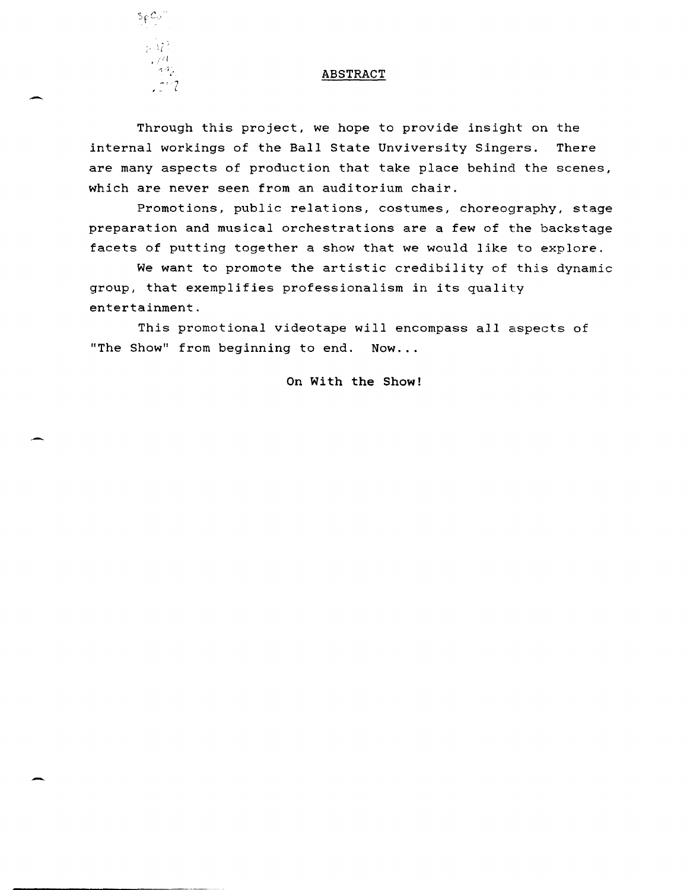## ABSTRACT

Through this project, we hope to provide insight on the internal workings of the Ball State Unviversity Singers. There are many aspects of production that take place behind the scenes, which are never seen from an auditorium chair.

Promotions, public relations, costumes, choreography, stage preparation and musical orchestrations are a few of the backstage facets of putting together a show that we would like to explore.

We want to promote the artistic credibility of this dynamic group, that exemplifies professionalism in its quality entertainment.

This promotional videotape will encompass all aspects of "The Show" from beginning to end. Now...

**On With the Show!**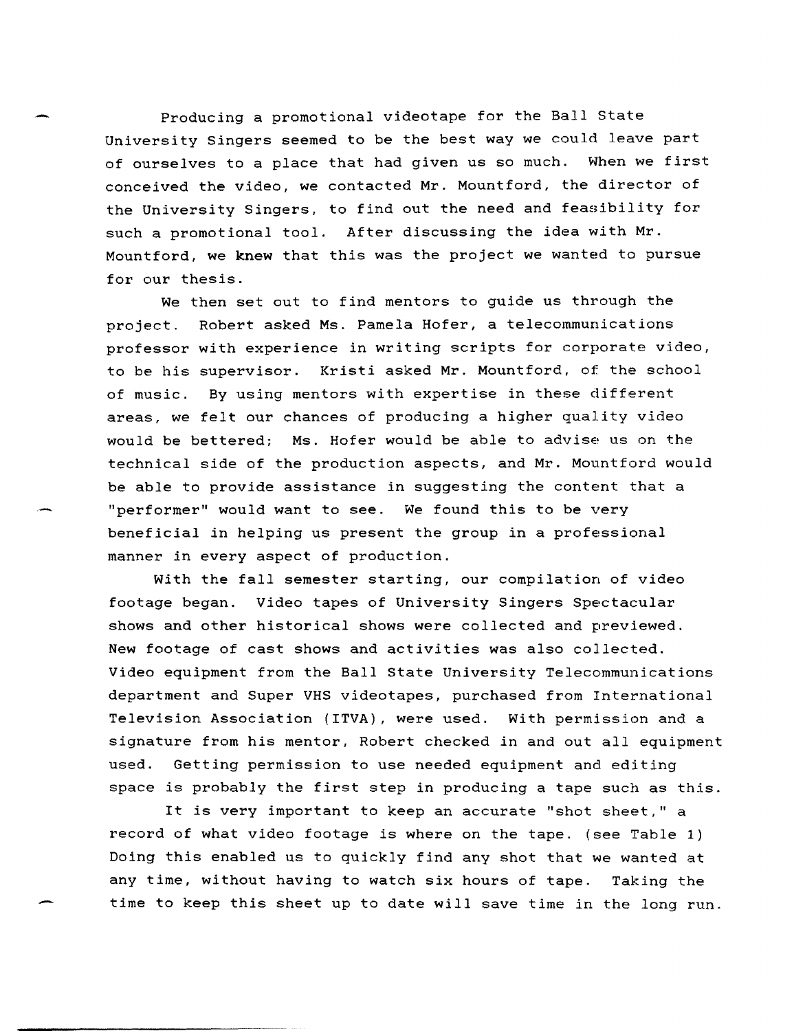Producing a promotional videotape for the Ball State University Singers seemed to be the best way we could leave part of ourselves to a place that had given us so much. When we first conceived the video, we contacted Mr. Mountford, the director of the University Singers, to find out the need and feasibility for such a promotional tool. After discussing the idea with Mr. Mountford, we knew that this was the project we wanted to pursue for our thesis.

We then set out to find mentors to guide us through the project. Robert asked Ms. Pamela Hofer, a telecommunications professor with experience in writing scripts for corporate video, to be his supervisor. Kristi asked Mr. Mountford, of the school of music. By using mentors with expertise in these different areas, we felt our chances of producing a higher quality video would be bettered; Ms. Hofer would be able to advise us on the technical side of the production aspects, and Mr. Mountford would be able to provide assistance in suggesting the content that a "performer" would want to see. We found this to be very beneficial in helping us present the group in a professional manner in every aspect of production.

With the fall semester starting, our compilation of video footage began. Video tapes of University Singers Spectacular shows and other historical shows were collected and previewed. New footage of cast shows and activities was also collected. Video equipment from the Ball State University Telecommunications department and Super VHS videotapes, purchased from International Television Association (ITVA), were used. With permission and a signature from his mentor, Robert checked in and out all equipment used. Getting permission to use needed equipment and editing space is probably the first step in producing a tape such as this.

It is very important to keep an accurate "shot sheet," a record of what video footage is where on the tape. (see Table 1) Doing this enabled us to quickly find any shot that we wanted at any time, without having to watch six hours of tape. Taking the time to keep this sheet up to date will save time in the long run.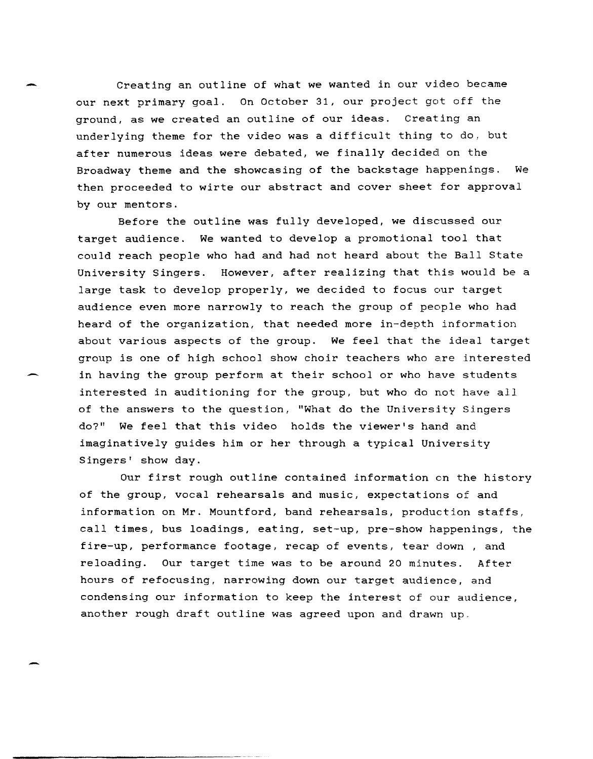Creating an outline of what we wanted in our video became our next primary goal. On October 31, our project got off the ground, as we created an outline of our ideas. Creating an underlying theme for the video was a difficult thing to do, but after numerous ideas were debated, we finally decided on the Broadway theme and the showcasing of the backstage happenings. We then proceeded to wirte our abstract and cover sheet for approval by our mentors.

Before the outline was fully developed, we discussed our target audience. We wanted to develop a promotional tool that could reach people who had and had not heard about the Ball State University Singers. However, after realizing that this would be a large task to develop properly, we decided to focus our target audience even more narrowly to reach the group of people who had heard of the organization, that needed more in-depth information about various aspects of the group. We feel that the ideal target group is one of high school show choir teachers who are interested in having the group perform at their school or who have students interested in auditioning for the group, but who do not have all of the answers to the question, "What do the University Singers do?" We feel that this video holds the viewer's hand and imaginatively guides him or her through a typical University Singers' show day.

Our first rough outline contained information on the history of the group, vocal rehearsals and music, expectations of and information on Mr. Mountford, band rehearsals, production staffs, call times, bus loadings, eating, set-up, pre-show happenings, the fire-up, performance footage, recap of events, tear down , and reloading. Our target time was to be around 20 minutes. After hours of refocusing, narrowing down our target audience, and condensing our information to keep the interest of our audience, another rough draft outline was agreed upon and drawn up.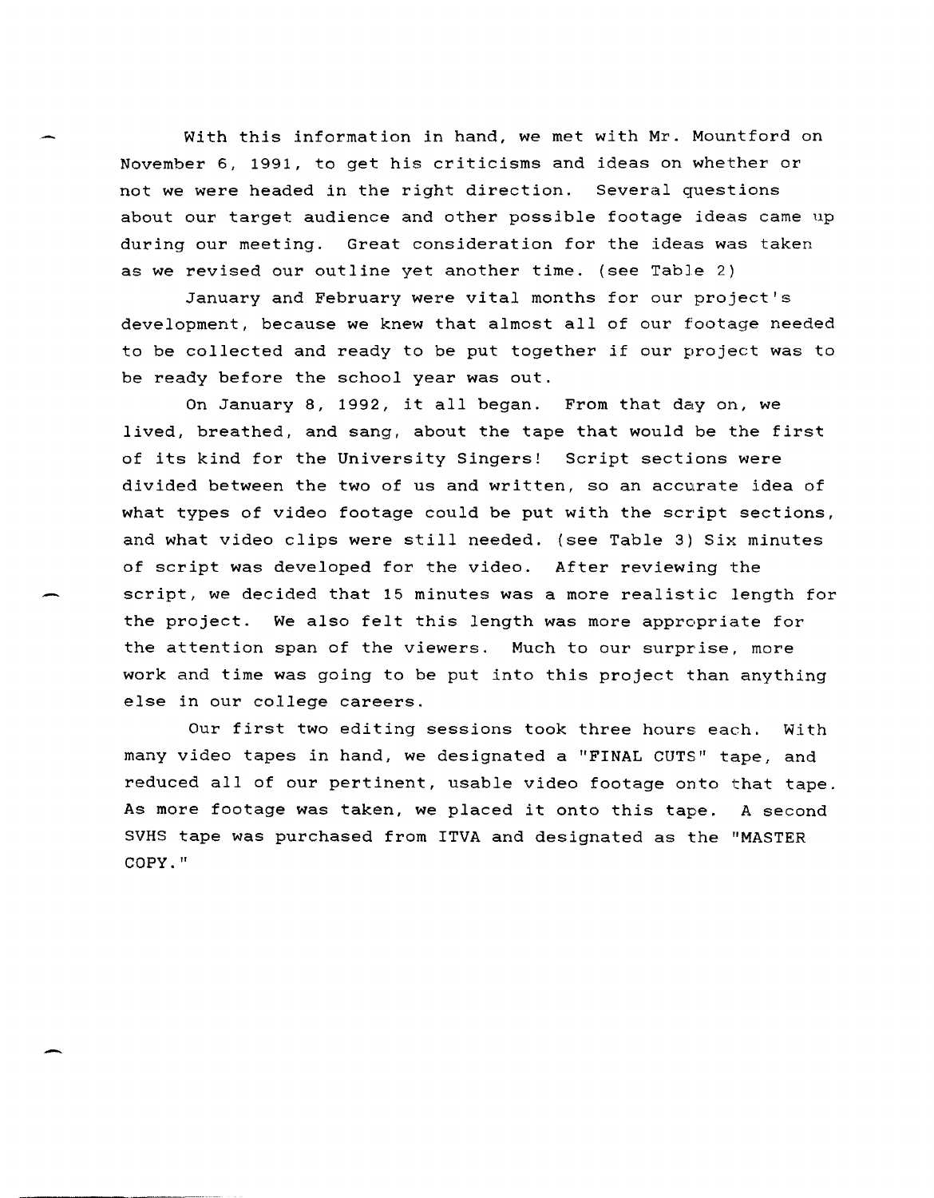With this information in hand, we met with Mr. Mountford on November 6, 1991, to get his criticisms and ideas on whether or not we were headed in the right direction. Several questions about our target audience and other possible footage ideas came up during our meeting. Great consideration for the ideas was taken as we revised our outline yet another time. (see Table 2)

January and February were vital months for our project's development, because we knew that almost all of our footage needed to be collected and ready to be put together if our project was to be ready before the school year was out.

On January 8, 1992, it all began. From that day on, we lived, breathed, and sang, about the tape that would be the first of its kind for the University Singers! Script sections were divided between the two of us and written, so an accurate idea of what types of video footage could be put with the script sections, and what video clips were still needed. (see Table 3) Six minutes of script was developed for the video. After reviewing the script, we decided that 15 minutes was a more realistic length for the project. We also felt this length was more appropriate for the attention span of the viewers. Much to our surprise, more work and time was going to be put into this project than anything else in our college careers.

Our first two editing sessions took three hours each. With many video tapes in hand, we designated a "FINAL CUTS" tape, and reduced all of our pertinent, usable video footage onto that tape. As more footage was taken, we placed it onto this tape. A second SVHS tape was purchased from ITVA and designated as the "MASTER COPY."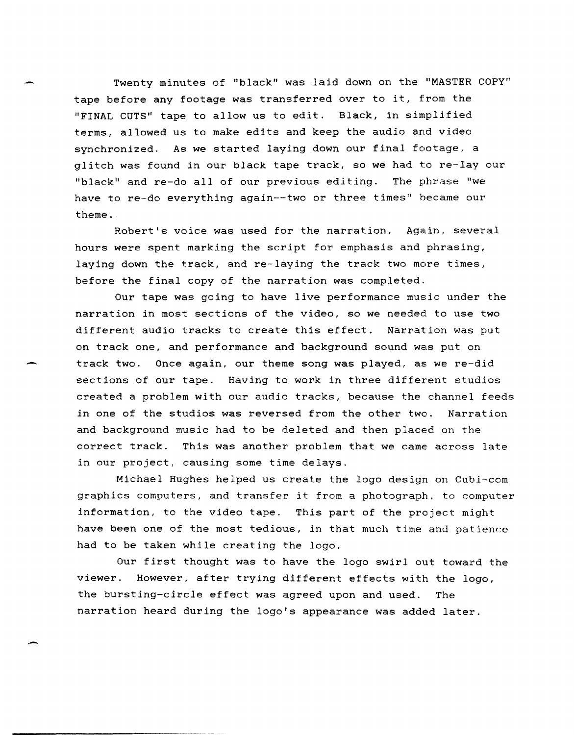Twenty minutes of "black" was laid down on the "MASTER COPY" tape before any footage was transferred over to it, from the "FINAL CUTS" tape to allow us to edit. Black, in simplified terms, allowed us to make edits and keep the audio and video synchronized. As we started laying down our final footage, a glitch was found in our black tape track, so we had to re-lay our "black" and re-do all of our previous editing. The phrase "we have to re-do everything again--two or three times" became our theme.

Robert's voice was used for the narration. Again, several hours were spent marking the script for emphasis and phrasing, laying down the track, and re-laying the track two more times, before the final copy of the narration was completed.

Our tape was going to have live performance music under the narration in most sections of the video, so we needed to use two different audio tracks to create this effect. Narration was put on track one, and performance and background sound was put on track two. Once again, our theme song was played, as we re-did sections of our tape. Having to work in three different studios created a problem with our audio tracks, because the channel feeds in one of the studios was reversed from the other two. Narration and background music had to be deleted and then placed on the correct track. This was another problem that we came across late in our project, causing some time delays.

Michael Hughes helped us create the logo design on Cubi-com graphics computers, and transfer it from a photograph, to computer information, to the video tape. This part of the project might have been one of the most tedious, in that much time and patience had to be taken while creating the logo.

Our first thought was to have the logo swirl out toward the viewer. However, after trying different effects with the logo, the bursting-circle effect was agreed upon and used. The narration heard during the logo's appearance was added later.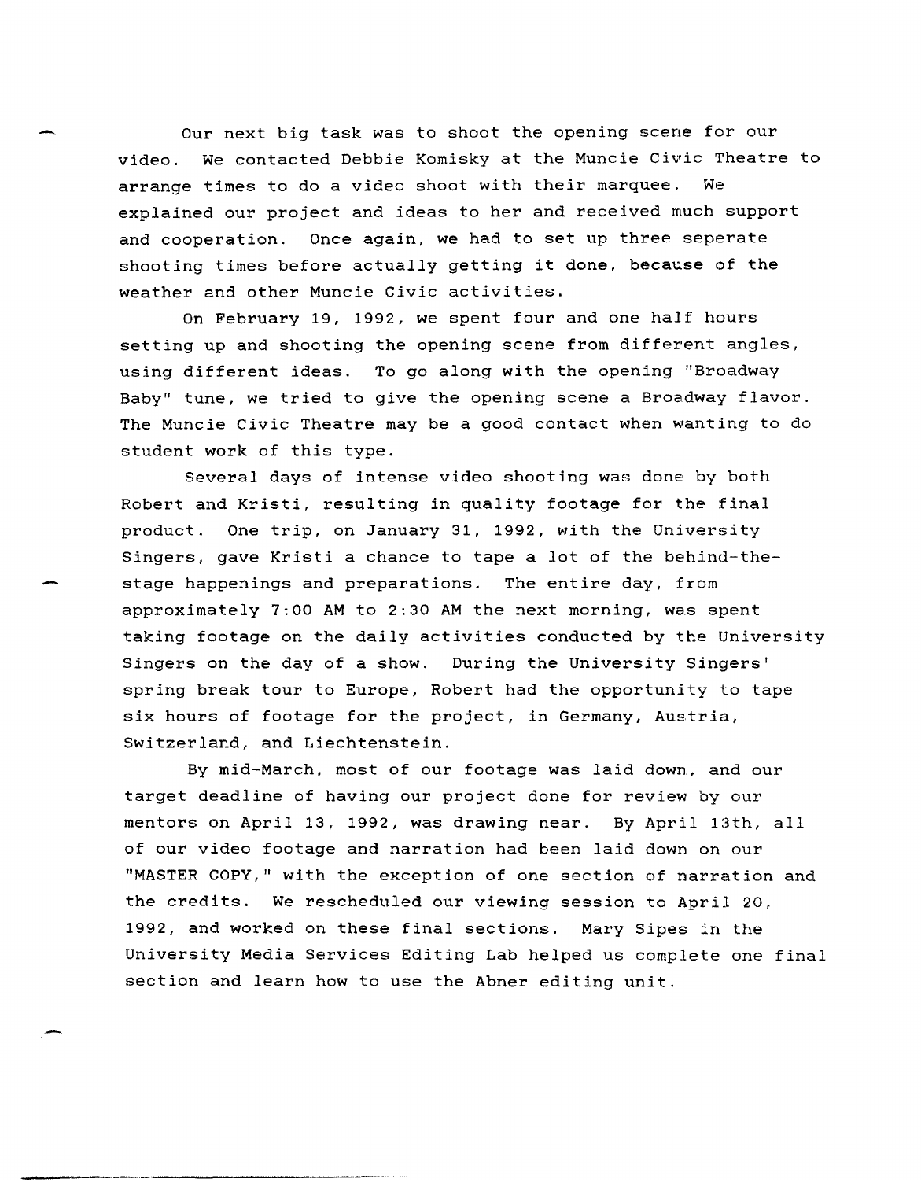Our next big task was to shoot the opening scene for our video. We contacted Debbie Komisky at the Muncie Civic Theatre to arrange times to do a video shoot with their marquee. We explained our project and ideas to her and received much support and cooperation. Once again, we had to set up three seperate shooting times before actually getting it done, because of the weather and other Muncie Civic activities.

On February 19, 1992, we spent four and one half hours setting up and shooting the opening scene from different angles, using different ideas. To go along with the opening "Broadway Baby" tune, we tried to give the opening scene a Broadway flavor. The Muncie Civic Theatre may be a good contact when wanting to do student work of this type.

Several days of intense video shooting was done by both Robert and Kristi, resulting in quality footage for the final product. One trip, on January 31, 1992, with the University Singers, gave Kristi a chance to tape a lot of the behind-the-stage happenings and preparations. The entire day, from approximately 7:00 AM to 2:30 AM the next morning, was spent taking footage on the daily activities conducted by the University Singers on the day of a show. During the University Singers' spring break tour to Europe, Robert had the opportunity to tape six hours of footage for the project, in Germany, Austria, Switzerland, and Liechtenstein.

By mid-March, most of our footage was laid down, and our target deadline of having our project done for review by our mentors on April 13, 1992, was drawing near. By April 13th, all of our video footage and narration had been laid down on our "MASTER COPY," with the exception of one section of narration and the credits. We rescheduled our viewing session to April 20, 1992, and worked on these final sections. Mary Sipes in the University Media Services Editing Lab helped us complete one final section and learn how to use the Abner editing unit.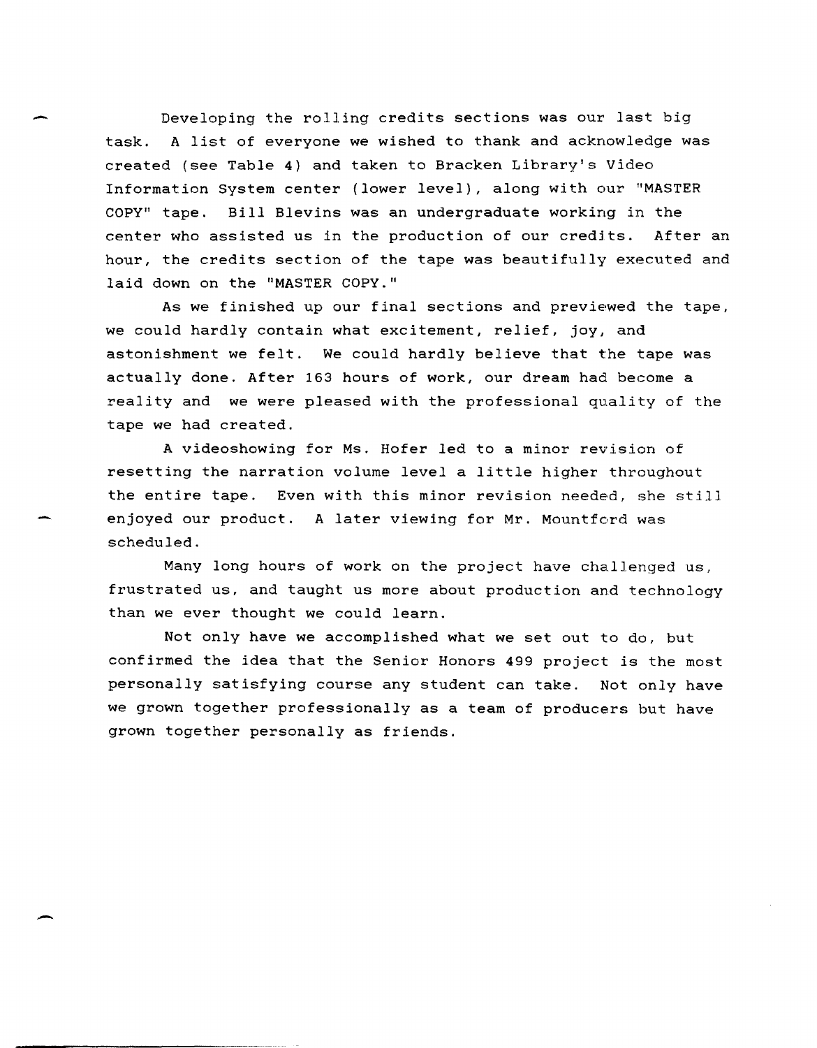Developing the rolling credits sections was our last big task. A list of everyone we wished to thank and acknowledge was created (see Table 4) and taken to Bracken Library's Video Information System center (lower level), along with our "MASTER COPY" tape. Bill Blevins was an undergraduate working in the center who assisted us in the production of our credits. After an hour, the credits section of the tape was beautifully executed and laid down on the "MASTER COPY."

As we finished up our final sections and previewed the tape, we could hardly contain what excitement, relief, joy, and astonishment we felt. We could hardly believe that the tape was actually done. After 163 hours of work, our dream had become a reality and we were pleased with the professional quality of the tape we had created.

A videoshowing for Ms. Hofer led to a minor revision of resetting the narration volume level a little higher throughout the entire tape. Even with this minor revision needed, she still enjoyed our product. A later viewing for Mr. Mountford was scheduled.

Many long hours of work on the project have challenged us, frustrated us, and taught us more about production and technology than we ever thought we could learn.

Not only have we accomplished what we set out to do, but confirmed the idea that the Senior Honors 499 project is the most personally satisfying course any student can take. Not only have we grown together professionally as a team of producers but have grown together personally as friends.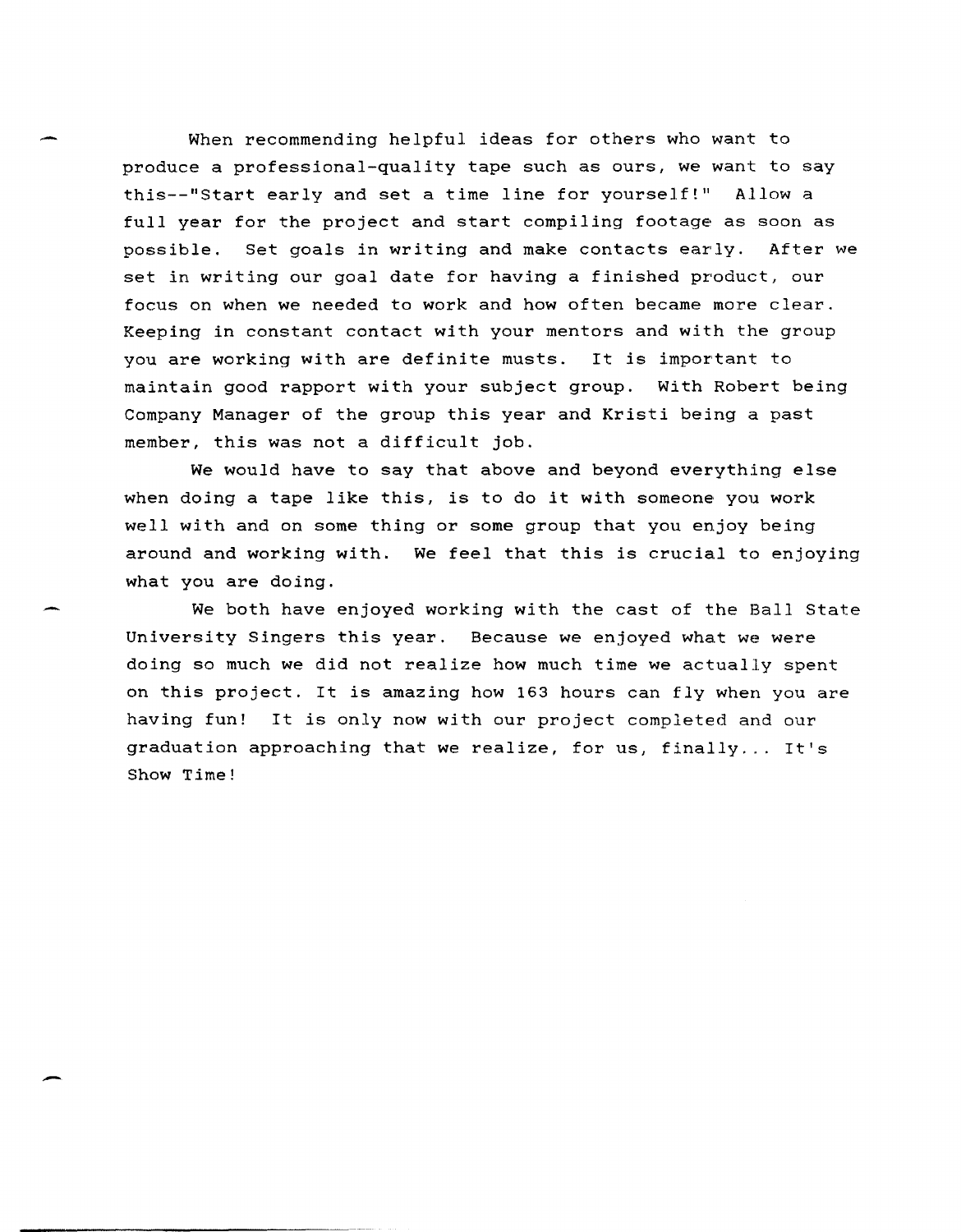When recommending helpful ideas for others who want to produce a professional-quality tape such as ours, we want to say this--"Start early and set a time line for yourself!" Allow a full year for the project and start compiling footage as soon as possible. Set goals in writing and make contacts early. After we set in writing our goal date for having a finished product, our focus on when we needed to work and how often became more clear. Keeping in constant contact with your mentors and with the group you are working with are definite musts. It is important to maintain good rapport with your subject group. With Robert being Company Manager of the group this year and Kristi being a past member, this was not a difficult job.

We would have to say that above and beyond everything else when doing a tape like this, is to do it with someone you work well with and on some thing or some group that you enjoy being around and working with. We feel that this is crucial to enjoying what you are doing.

We both have enjoyed working with the cast of the Ball State University Singers this year. Because we enjoyed what we were doing so much we did not realize how much time we actually spent on this project. It is amazing how 163 hours can fly when you are having fun! It is only now with our project completed and our graduation approaching that we realize, for us, finally... It's Show Time!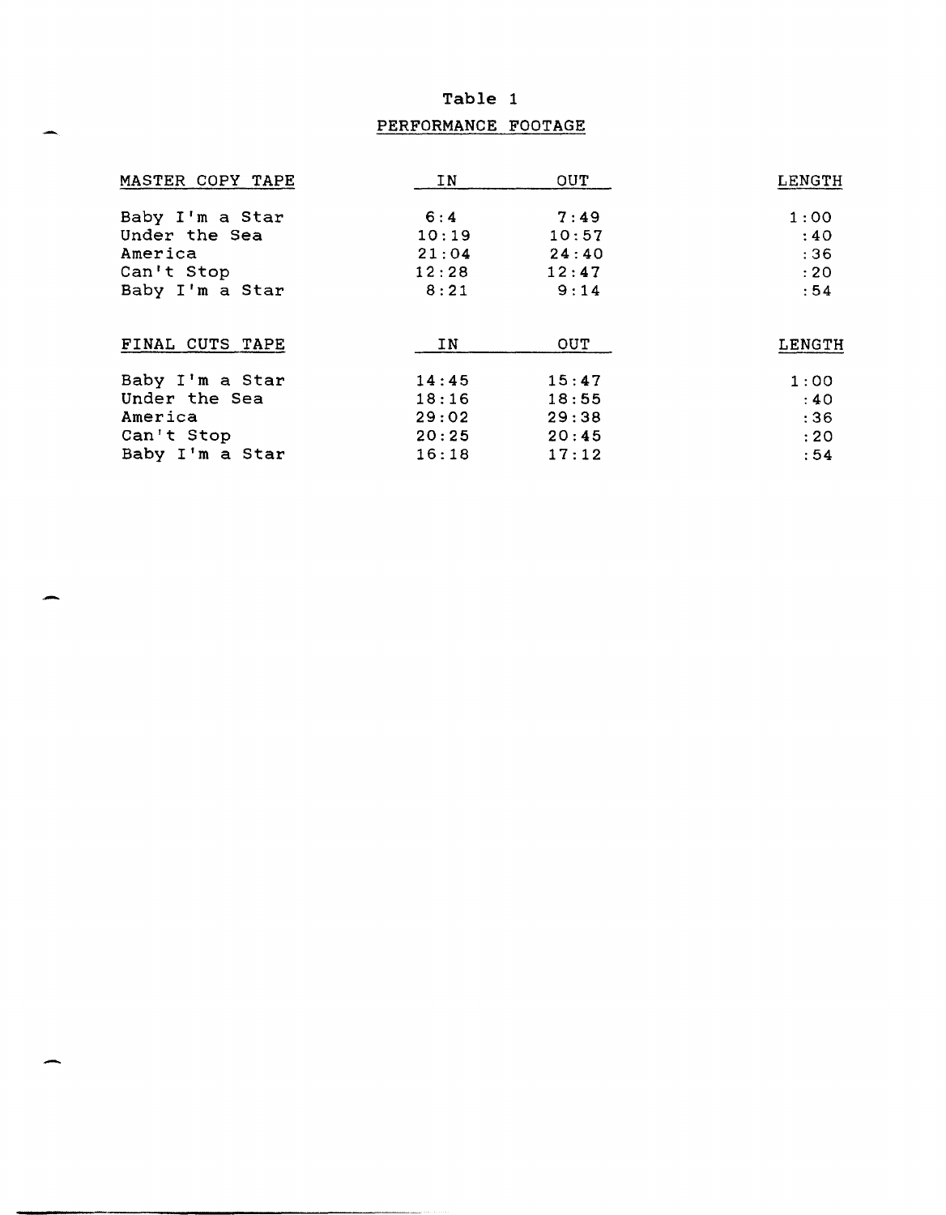**Table 1**

PERFORMANCE FOOTAGE

| MASTER COPY TAPE | IN | OUT | LENGTH |
|---|---|---|---|
| Baby I'm a Star | 6:4 | 7:49 | 1:00 |
| Under the Sea | 10:19 | 10:57 | :40 |
| America | 21:04 | 24:40 | :36 |
| Can't Stop | 12:28 | 12:47 | :20 |
| Baby I'm a Star | 8:21 | 9:14 | :54 |

| FINAL CUTS TAPE | IN | OUT | LENGTH |
|---|---|---|---|
| Baby I'm a Star | 14:45 | 15:47 | 1:00 |
| Under the Sea | 18:16 | 18:55 | :40 |
| America | 29:02 | 29:38 | :36 |
| Can't Stop | 20:25 | 20:45 | :20 |
| Baby I'm a Star | 16:18 | 17:12 | :54 |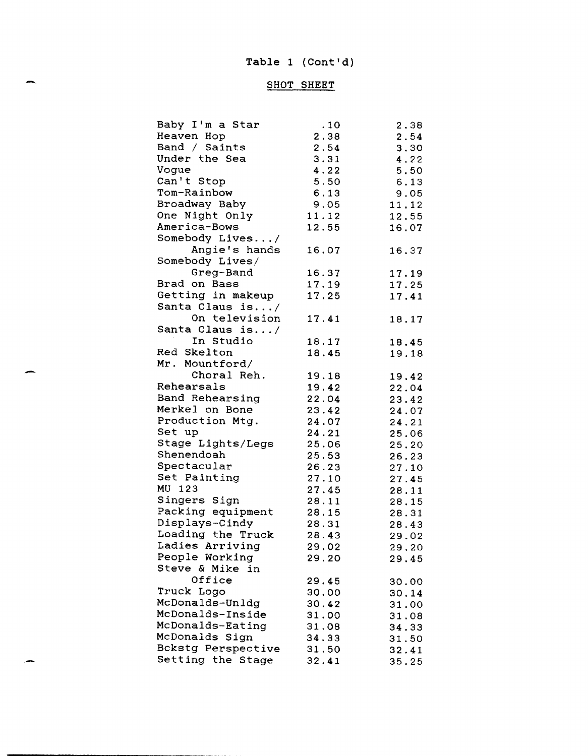Table 1 (Cont'd)

SHOT SHEET

| | | |
|---|---|---|
| Baby I'm a Star | .10 | 2.38 |
| Heaven Hop | 2.38 | 2.54 |
| Band / Saints | 2.54 | 3.30 |
| Under the Sea | 3.31 | 4.22 |
| Vogue | 4.22 | 5.50 |
| Can't Stop | 5.50 | 6.13 |
| Tom-Rainbow | 6.13 | 9.05 |
| Broadway Baby | 9.05 | 11.12 |
| One Night Only | 11.12 | 12.55 |
| America-Bows | 12.55 | 16.07 |
| Somebody Lives.../ Angie's hands | 16.07 | 16.37 |
| Somebody Lives/ Greg-Band | 16.37 | 17.19 |
| Brad on Bass | 17.19 | 17.25 |
| Getting in makeup | 17.25 | 17.41 |
| Santa Claus is.../ On television | 17.41 | 18.17 |
| Santa Claus is.../ In Studio | 18.17 | 18.45 |
| Red Skelton | 18.45 | 19.18 |
| Mr. Mountford/ Choral Reh. | 19.18 | 19.42 |
| Rehearsals | 19.42 | 22.04 |
| Band Rehearsing | 22.04 | 23.42 |
| Merkel on Bone | 23.42 | 24.07 |
| Production Mtg. | 24.07 | 24.21 |
| Set up | 24.21 | 25.06 |
| Stage Lights/Legs | 25.06 | 25.20 |
| Shenendoah | 25.53 | 26.23 |
| Spectacular | 26.23 | 27.10 |
| Set Painting | 27.10 | 27.45 |
| MU 123 | 27.45 | 28.11 |
| Singers Sign | 28.11 | 28.15 |
| Packing equipment | 28.15 | 28.31 |
| Displays-Cindy | 28.31 | 28.43 |
| Loading the Truck | 28.43 | 29.02 |
| Ladies Arriving | 29.02 | 29.20 |
| People Working | 29.20 | 29.45 |
| Steve & Mike in Office | 29.45 | 30.00 |
| Truck Logo | 30.00 | 30.14 |
| McDonalds-Unldg | 30.42 | 31.00 |
| McDonalds-Inside | 31.00 | 31.08 |
| McDonalds-Eating | 31.08 | 34.33 |
| McDonalds Sign | 34.33 | 31.50 |
| Bckstg Perspective | 31.50 | 32.41 |
| Setting the Stage | 32.41 | 35.25 |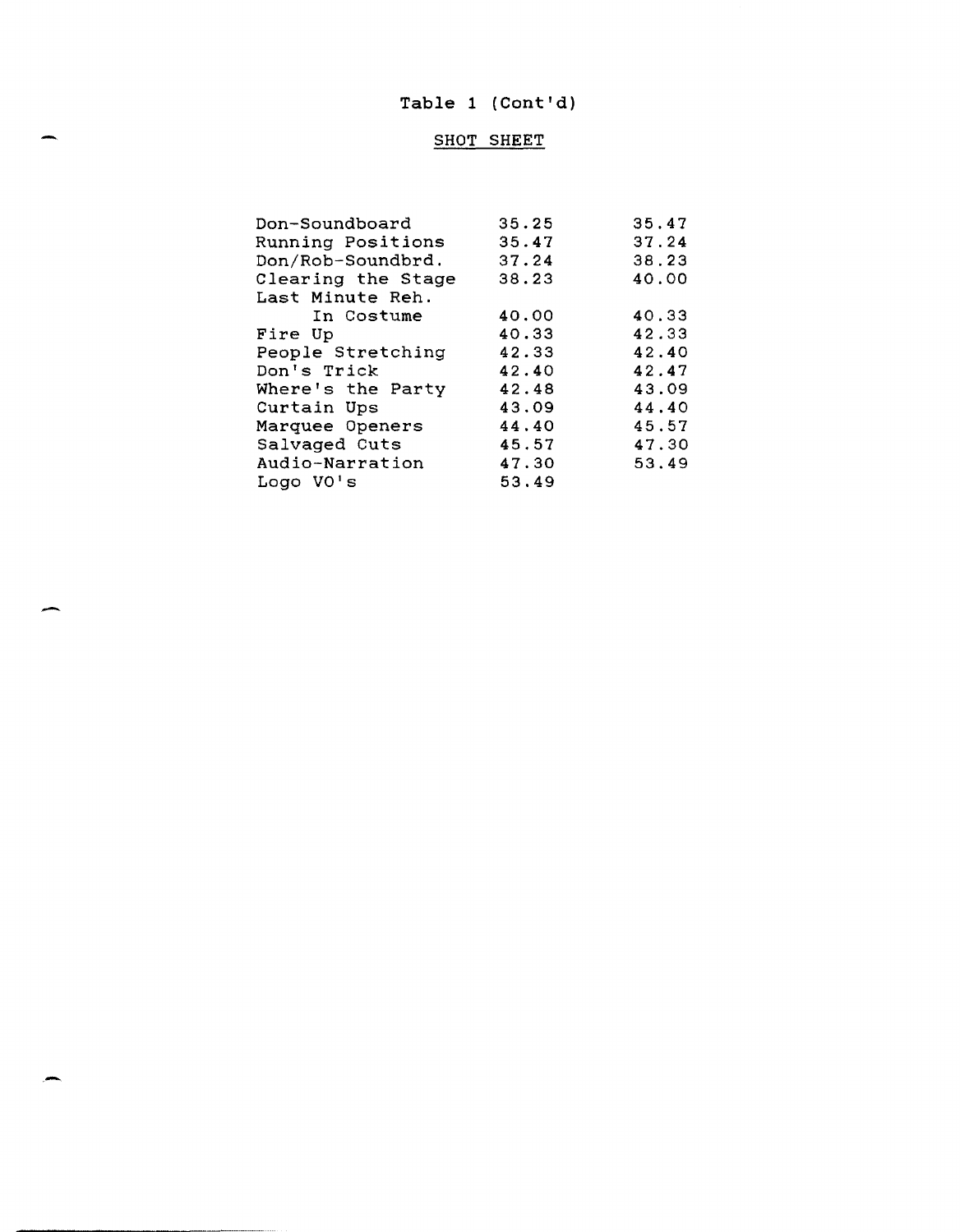Table 1 (Cont'd)

SHOT SHEET

| | | |
|---|---|---|
| Don-Soundboard | 35.25 | 35.47 |
| Running Positions | 35.47 | 37.24 |
| Don/Rob-Soundbrd. | 37.24 | 38.23 |
| Clearing the Stage | 38.23 | 40.00 |
| Last Minute Reh. In Costume | 40.00 | 40.33 |
| Fire Up | 40.33 | 42.33 |
| People Stretching | 42.33 | 42.40 |
| Don's Trick | 42.40 | 42.47 |
| Where's the Party | 42.48 | 43.09 |
| Curtain Ups | 43.09 | 44.40 |
| Marquee Openers | 44.40 | 45.57 |
| Salvaged Cuts | 45.57 | 47.30 |
| Audio-Narration | 47.30 | 53.49 |
| Logo VO's | 53.49 | |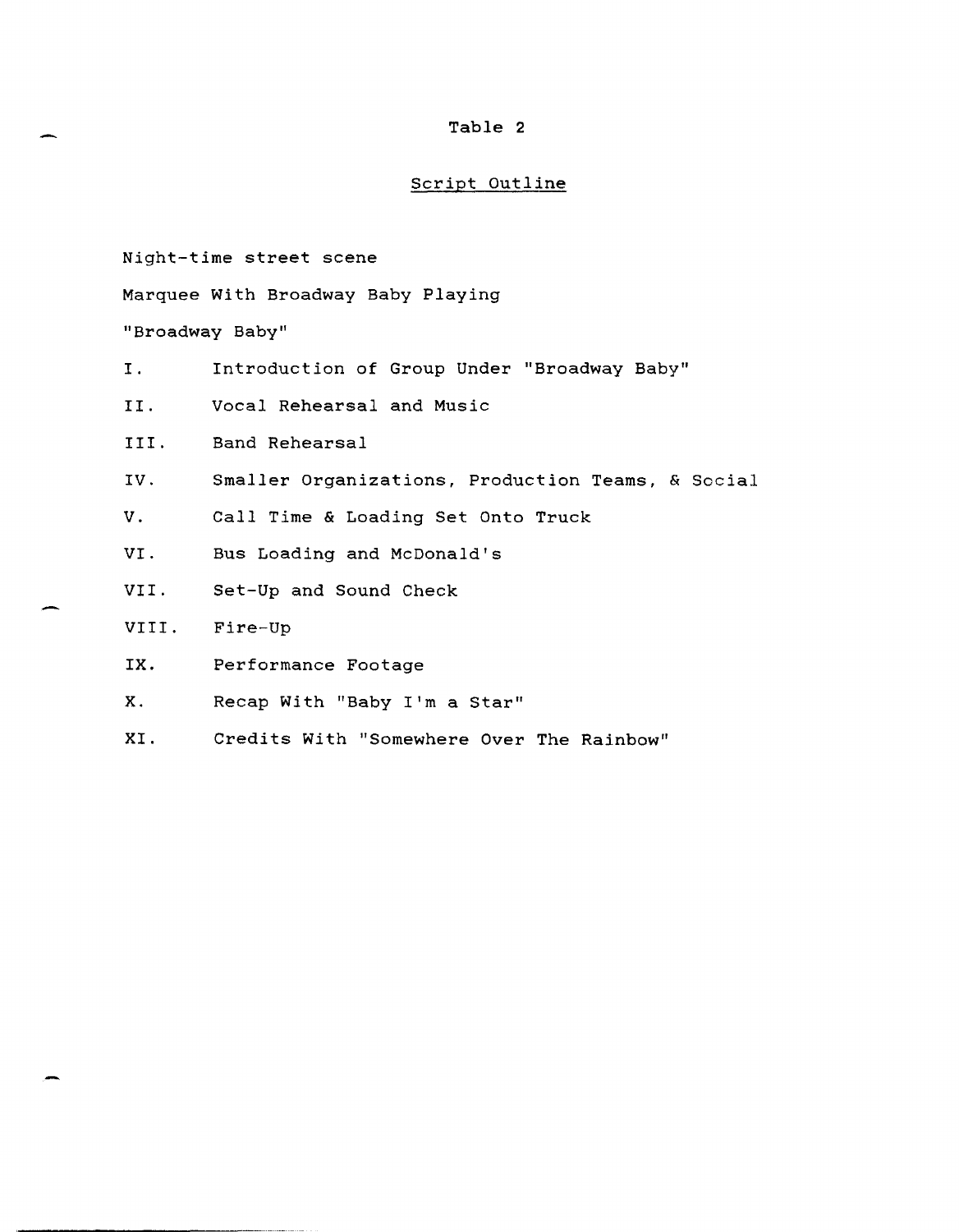Table 2

Script Outline

Night-time street scene

Marquee With Broadway Baby Playing

"Broadway Baby"

I. Introduction of Group Under "Broadway Baby"

II. Vocal Rehearsal and Music

III. Band Rehearsal

IV. Smaller Organizations, Production Teams, & Social

V. Call Time & Loading Set Onto Truck

VI. Bus Loading and McDonald's

VII. Set-Up and Sound Check

VIII. Fire-Up

IX. Performance Footage

X. Recap With "Baby I'm a Star"

XI. Credits With "Somewhere Over The Rainbow"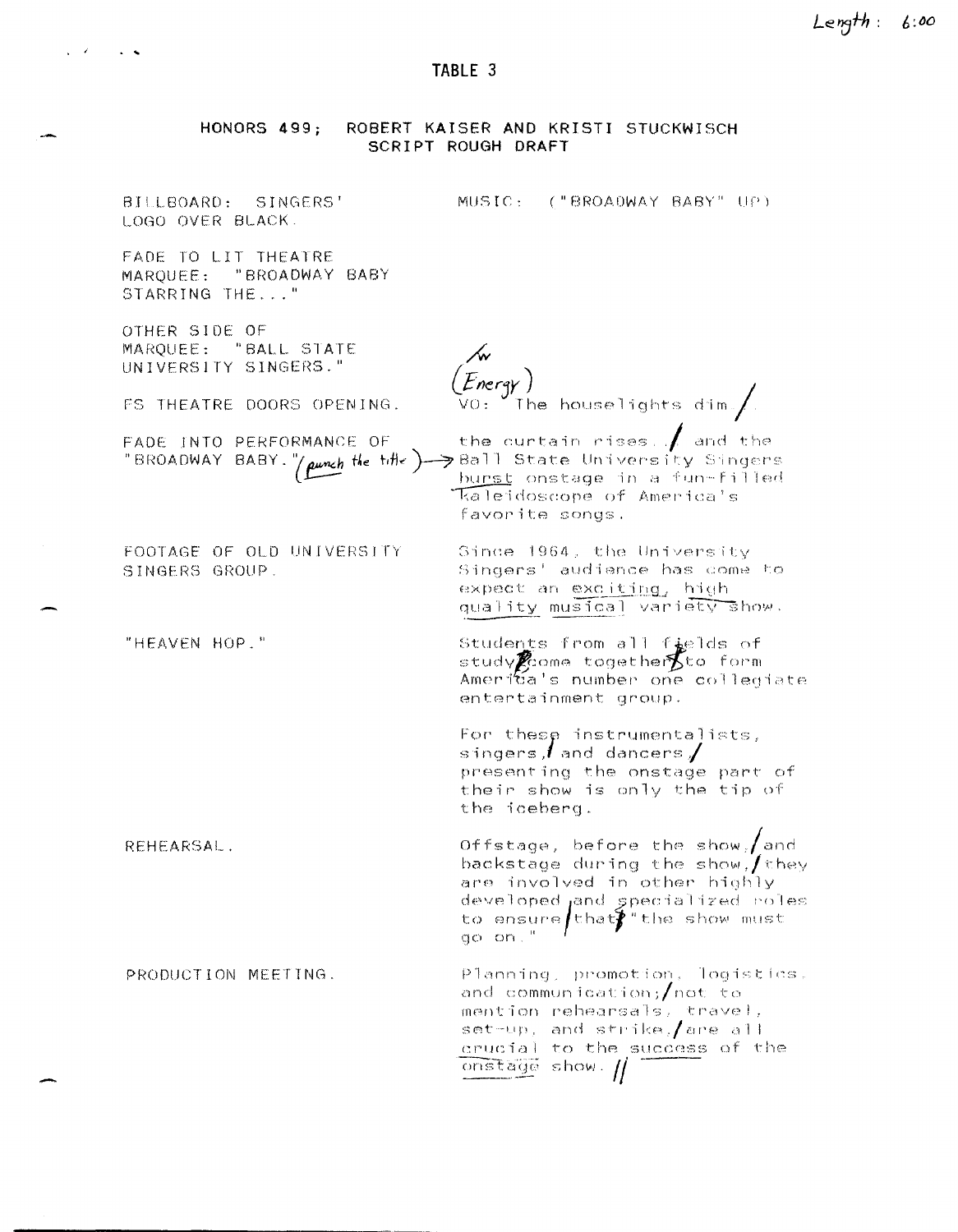Length: 6:00

# TABLE 3

## HONORS 499; ROBERT KAISER AND KRISTI STUCKWISCH SCRIPT ROUGH DRAFT

| | |
|---|---|
| BILLBOARD: SINGERS' LOGO OVER BLACK. | MUSIC: ("BROADWAY BABY" UP) |
| FADE TO LIT THEATRE MARQUEE: "BROADWAY BABY STARRING THE..." | |
| OTHER SIDE OF MARQUEE: "BALL STATE UNIVERSITY SINGERS." | (Energy) |
| FS THEATRE DOORS OPENING. | VO: The houselights dim. / |
| FADE INTO PERFORMANCE OF "BROADWAY BABY." (punch the title) → | the curtain rises. / and the Ball State University Singers burst onstage in a fun-filled kaleidoscope of America's favorite songs. |
| FOOTAGE OF OLD UNIVERSITY SINGERS GROUP. | Since 1964, the University Singers' audience has come to expect an exciting, high quality musical variety show. |
| "HEAVEN HOP." | Students from all fields of study come together to form America's number one collegiate entertainment group. |
| | For these instrumentalists, singers, / and dancers, / presenting the onstage part of their show is only the tip of the iceberg. |
| REHEARSAL. | Offstage, before the show, / and backstage during the show, / they are involved in other highly developed and specialized roles to ensure / that "the show must go on." |
| PRODUCTION MEETING. | Planning, promotion, logistics, and communication; / not to mention rehearsals, travel, set-up, and strike, / are all crucial to the success of the onstage show. // |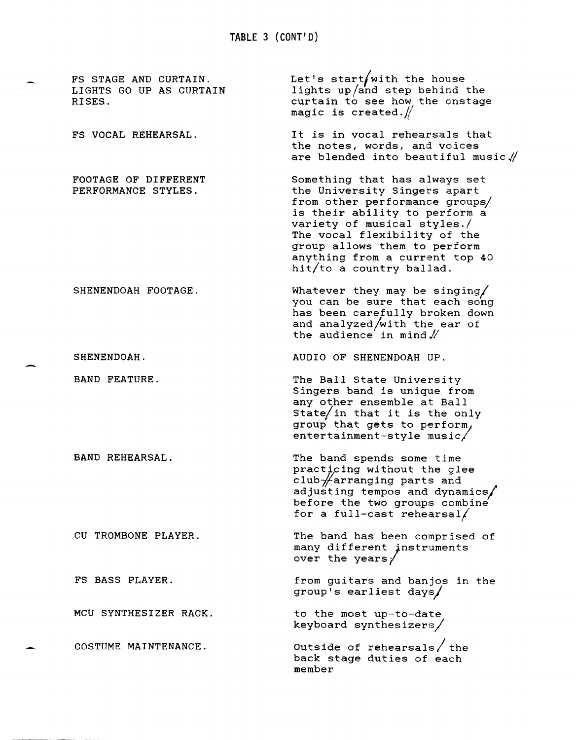## TABLE 3 (CONT'D)

| | |
|---|---|
| FS STAGE AND CURTAIN. LIGHTS GO UP AS CURTAIN RISES. | Let's start/with the house lights up/and step behind the curtain to see how the onstage magic is created.// |
| FS VOCAL REHEARSAL. | It is in vocal rehearsals that the notes, words, and voices are blended into beautiful music.// |
| FOOTAGE OF DIFFERENT PERFORMANCE STYLES. | Something that has always set the University Singers apart from other performance groups/ is their ability to perform a variety of musical styles./ The vocal flexibility of the group allows them to perform anything from a current top 40 hit/to a country ballad. |
| SHENENDOAH FOOTAGE. | Whatever they may be singing/ you can be sure that each song has been carefully broken down and analyzed/with the ear of the audience in mind.// |
| SHENENDOAH. | AUDIO OF SHENENDOAH UP. |
| BAND FEATURE. | The Ball State University Singers band is unique from any other ensemble at Ball State/ in that it is the only group that gets to perform, entertainment-style music/ |
| BAND REHEARSAL. | The band spends some time practicing without the glee club—//arranging parts and adjusting tempos and dynamics/ before the two groups combine for a full-cast rehearsal/ |
| CU TROMBONE PLAYER. | The band has been comprised of many different instruments over the years/ |
| FS BASS PLAYER. | from guitars and banjos in the group's earliest days/ |
| MCU SYNTHESIZER RACK. | to the most up-to-date keyboard synthesizers/ |
| COSTUME MAINTENANCE. | Outside of rehearsals/ the back stage duties of each member |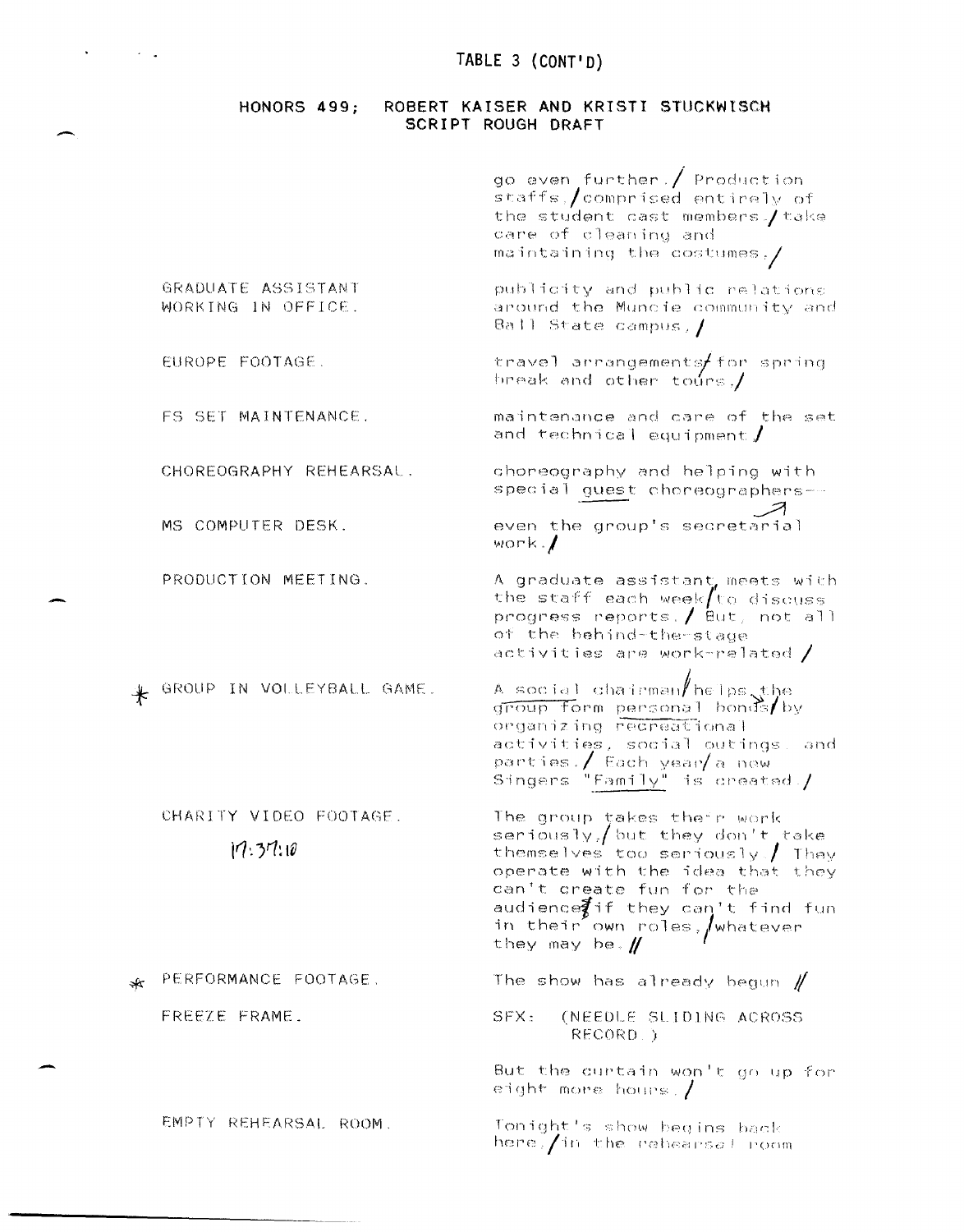TABLE 3 (CONT'D)

HONORS 499; ROBERT KAISER AND KRISTI STUCKWISCH
SCRIPT ROUGH DRAFT

| | |
|---|---|
| | go even further./ Production staffs,/comprised entirely of the student cast members,/take care of cleaning and maintaining the costumes,/ |
| GRADUATE ASSISTANT WORKING IN OFFICE. | publicity and public relations around the Muncie community and Ball State campus,/ |
| EUROPE FOOTAGE. | travel arrangements/for spring break and other tours,/ |
| FS SET MAINTENANCE. | maintenance and care of the set and technical equipment,/ |
| CHOREOGRAPHY REHEARSAL. | choreography and helping with special guest choreographers-- |
| MS COMPUTER DESK. | even the group's secretarial work./ |
| PRODUCTION MEETING. | A graduate assistant meets with the staff each week/to discuss progress reports./ But, not all of the behind-the-stage activities are work-related./ |
| * GROUP IN VOLLEYBALL GAME. | A social chairman/helps the group form personal bonds/by organizing recreational activities, social outings, and parties./ Each year/a new Singers "Family" is created./ |
| CHARITY VIDEO FOOTAGE. 17:37:10 | The group takes their work seriously,/but they don't take themselves too seriously./ They operate with the idea that they can't create fun for the audience/if they can't find fun in their own roles,/whatever they may be.// |
| * PERFORMANCE FOOTAGE. | The show has already begun.// |
| FREEZE FRAME. | SFX: (NEEDLE SLIDING ACROSS RECORD.) |
| | But the curtain won't go up for eight more hours./ |
| EMPTY REHEARSAL ROOM. | Tonight's show begins back here,/in the rehearsal room |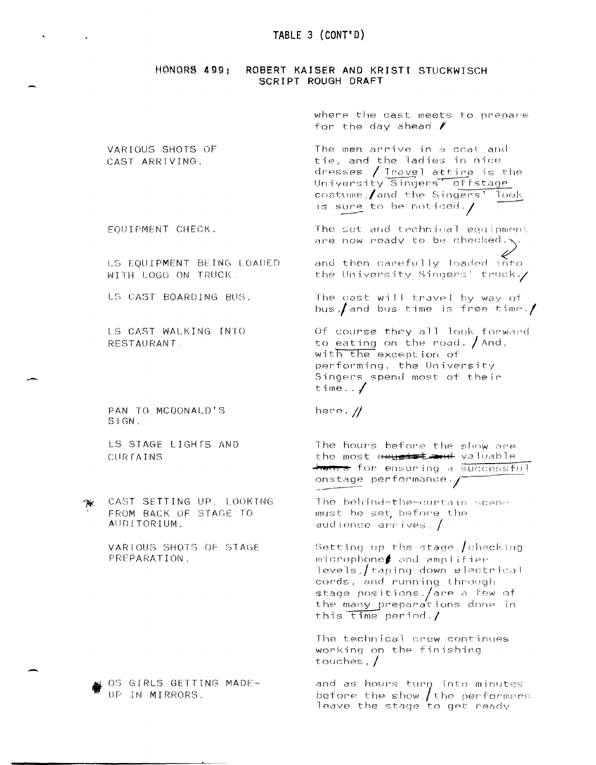TABLE 3 (CONT'D)

HONORS 499; ROBERT KAISER AND KRISTI STUCKWISCH
SCRIPT ROUGH DRAFT

| | |
|---|---|
| | where the cast meets to prepare for the day ahead. / |
| VARIOUS SHOTS OF CAST ARRIVING. | The men arrive in a coat and tie, and the ladies in nice dresses. / Travel attire is the University Singers' offstage costume, / and the Singers' look is sure to be noticed. / |
| EQUIPMENT CHECK. | The set and technical equipment are now ready to be checked. |
| LS EQUIPMENT BEING LOADED WITH LOGO ON TRUCK. | and then carefully loaded into the University Singers' truck. / |
| LS CAST BOARDING BUS. | The cast will travel by way of bus, / and bus time is free time. / |
| LS CAST WALKING INTO RESTAURANT. | Of course they all look forward to eating on the road. / And, with the exception of performing, the University Singers spend most of their time.. / |
| PAN TO MCDONALD'S SIGN. | here. // |
| LS STAGE LIGHTS AND CURTAINS. | The hours before the show are the most ~~crucial and~~ valuable ~~hours~~ for ensuring a successful onstage performance. / |
| * CAST SETTING UP, LOOKING FROM BACK OF STAGE TO AUDITORIUM. | The behind-the-curtain scene must be set, before the audience arrives. / |
| VARIOUS SHOTS OF STAGE PREPARATION. | Setting up the stage, / checking microphone and amplifier levels, / taping down electrical cords, and running through stage positions. / are a few of the many preparations done in this time period. / |
| | The technical crew continues working on the finishing touches, / |
| # OS GIRLS GETTING MADE-UP IN MIRRORS. | and as hours turn into minutes before the show, / the performers leave the stage to get ready |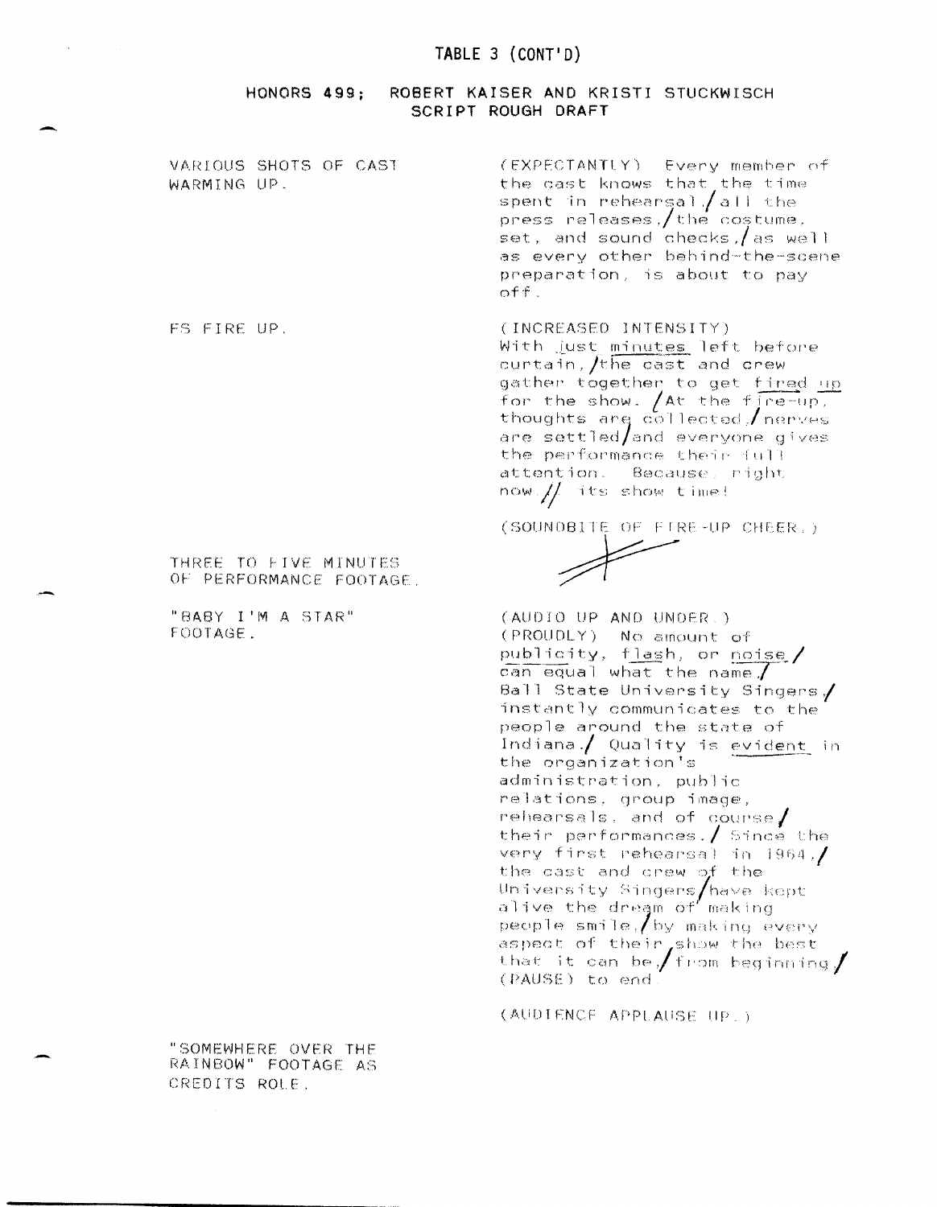TABLE 3 (CONT'D)

HONORS 499; ROBERT KAISER AND KRISTI STUCKWISCH
SCRIPT ROUGH DRAFT

| | |
|---|---|
| VARIOUS SHOTS OF CAST WARMING UP. | (EXPECTANTLY) Every member of the cast knows that the time spent in rehearsal,/ all the press releases,/ the costume, set, and sound checks,/ as well as every other behind-the-scene preparation, is about to pay off. |
| FS FIRE UP. | (INCREASED INTENSITY) With just minutes left before curtain,/ the cast and crew gather together to get fired up for the show. / At the fire-up, thoughts are collected,/ nerves are settled/ and everyone gives the performance their full attention. Because, right now,// its show time!<br><br>(SOUNDBITE OF FIRE-UP CHEER.) |
| THREE TO FIVE MINUTES OF PERFORMANCE FOOTAGE. | |
| "BABY I'M A STAR" FOOTAGE. | (AUDIO UP AND UNDER.) (PROUDLY) No amount of publicity, flash, or noise,/ can equal what the name,/ Ball State University Singers,/ instantly communicates to the people around the state of Indiana./ Quality is evident in the organization's administration, public relations, group image, rehearsals, and of course/ their performances./ Since the very first rehearsal in 1964,/ the cast and crew of the University Singers/ have kept alive the dream of making people smile,/ by making every aspect of their show the best that it can be,/ from beginning/ (PAUSE) to end.<br><br>(AUDIENCE APPLAUSE UP.) |
| "SOMEWHERE OVER THE RAINBOW" FOOTAGE AS CREDITS ROLE. | |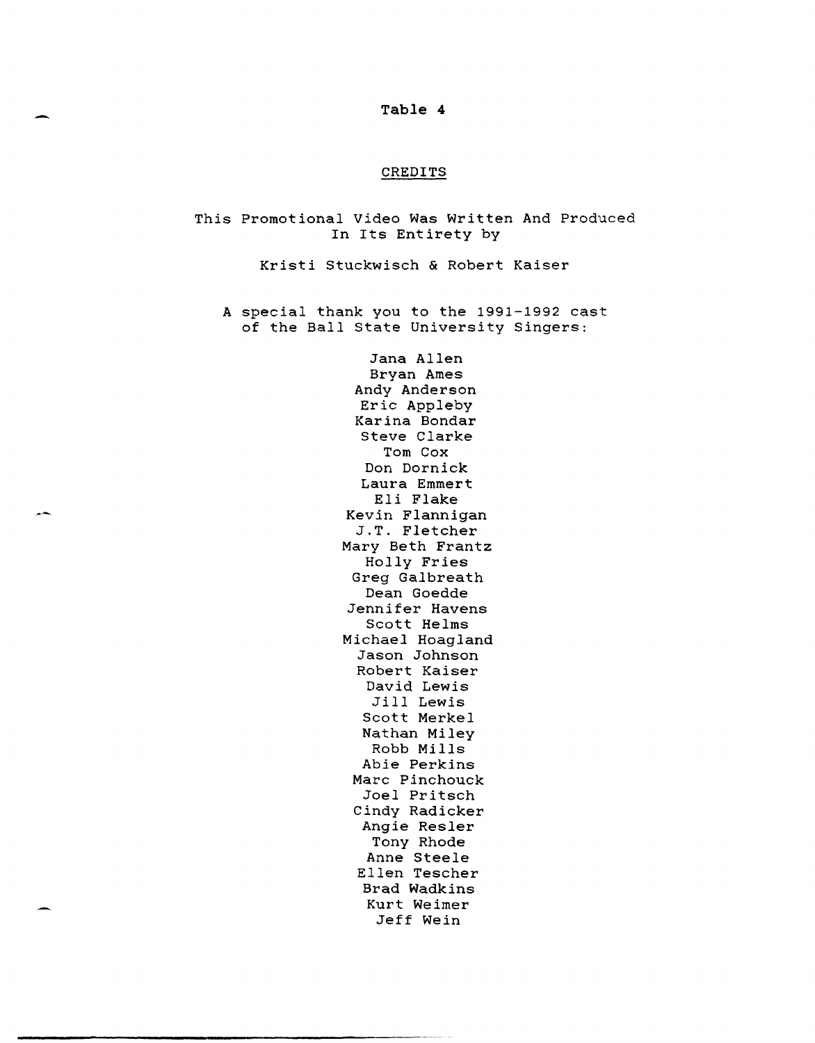Table 4

CREDITS

This Promotional Video Was Written And Produced In Its Entirety by

Kristi Stuckwisch & Robert Kaiser

A special thank you to the 1991-1992 cast of the Ball State University Singers:

Jana Allen
Bryan Ames
Andy Anderson
Eric Appleby
Karina Bondar
Steve Clarke
Tom Cox
Don Dornick
Laura Emmert
Eli Flake
Kevin Flannigan
J.T. Fletcher
Mary Beth Frantz
Holly Fries
Greg Galbreath
Dean Goedde
Jennifer Havens
Scott Helms
Michael Hoagland
Jason Johnson
Robert Kaiser
David Lewis
Jill Lewis
Scott Merkel
Nathan Miley
Robb Mills
Abie Perkins
Marc Pinchouck
Joel Pritsch
Cindy Radicker
Angie Resler
Tony Rhode
Anne Steele
Ellen Tescher
Brad Wadkins
Kurt Weimer
Jeff Wein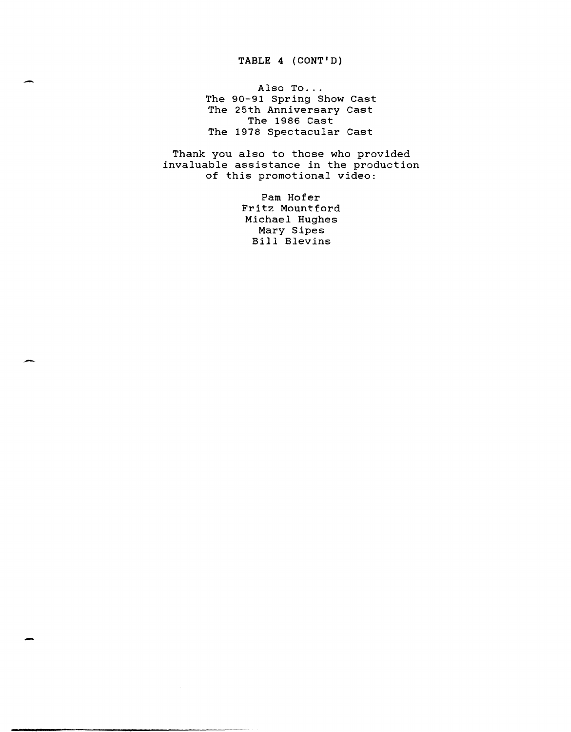TABLE 4 (CONT'D)

Also To...
The 90-91 Spring Show Cast
The 25th Anniversary Cast
The 1986 Cast
The 1978 Spectacular Cast

Thank you also to those who provided invaluable assistance in the production of this promotional video:

Pam Hofer
Fritz Mountford
Michael Hughes
Mary Sipes
Bill Blevins